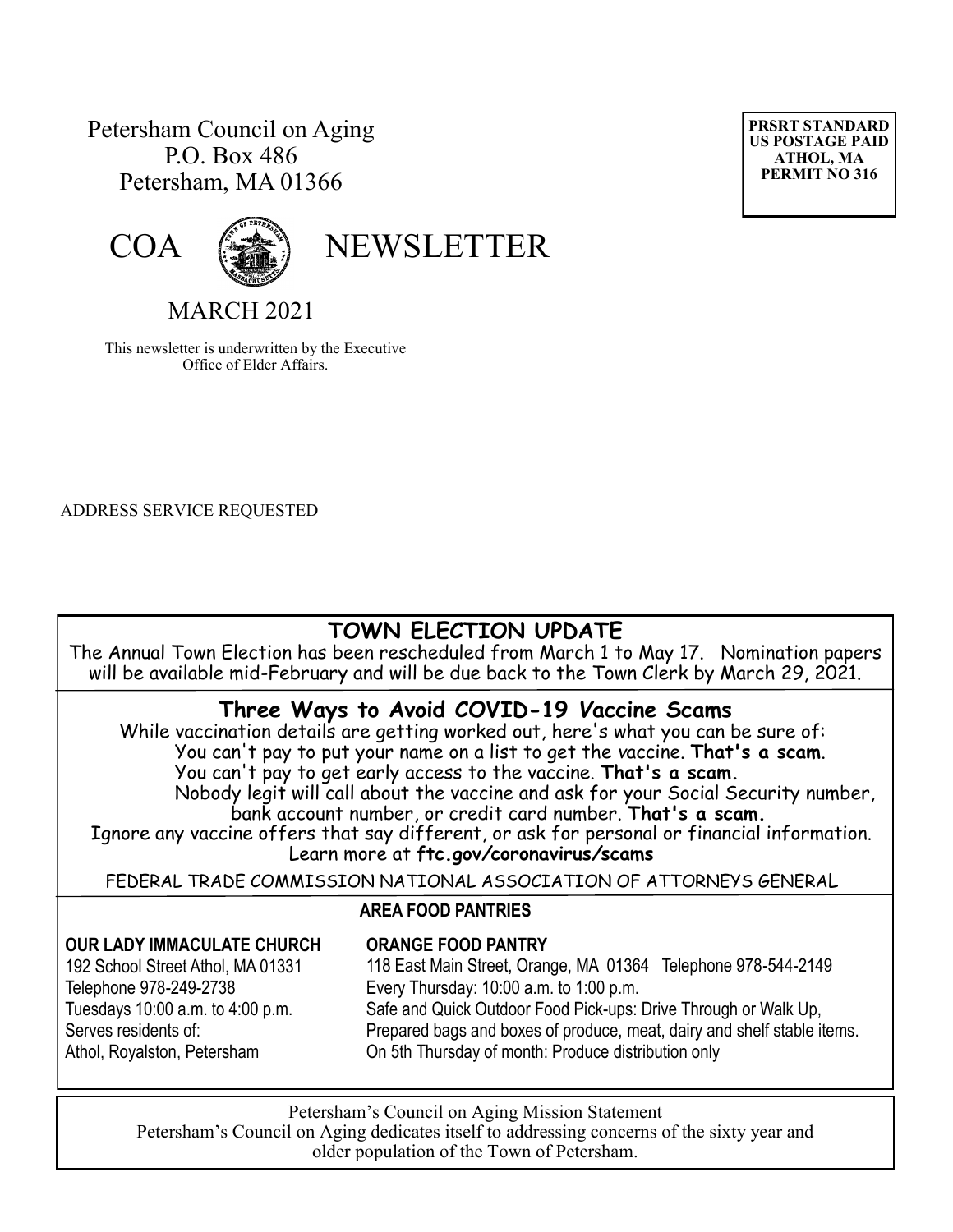Petersham Council on Aging
P.O. Box 486
Petersham, MA 01366

**PRSRT STANDARD**
**US POSTAGE PAID**
**ATHOL, MA**
**PERMIT NO 316**

# COA NEWSLETTER

## MARCH 2021

This newsletter is underwritten by the Executive Office of Elder Affairs.

ADDRESS SERVICE REQUESTED

## TOWN ELECTION UPDATE

The Annual Town Election has been rescheduled from March 1 to May 17. Nomination papers will be available mid-February and will be due back to the Town Clerk by March 29, 2021.

## Three Ways to Avoid COVID-19 Vaccine Scams

While vaccination details are getting worked out, here's what you can be sure of:

You can't pay to put your name on a list to get the vaccine. **That's a scam**.

You can't pay to get early access to the vaccine. **That's a scam.**

Nobody legit will call about the vaccine and ask for your Social Security number, bank account number, or credit card number. **That's a scam.**

Ignore any vaccine offers that say different, or ask for personal or financial information.

Learn more at **ftc.gov/coronavirus/scams**

FEDERAL TRADE COMMISSION NATIONAL ASSOCIATION OF ATTORNEYS GENERAL

### AREA FOOD PANTRIES

**OUR LADY IMMACULATE CHURCH**
192 School Street Athol, MA 01331
Telephone 978-249-2738
Tuesdays 10:00 a.m. to 4:00 p.m.
Serves residents of:
Athol, Royalston, Petersham

**ORANGE FOOD PANTRY**
118 East Main Street, Orange, MA 01364 Telephone 978-544-2149
Every Thursday: 10:00 a.m. to 1:00 p.m.
Safe and Quick Outdoor Food Pick-ups: Drive Through or Walk Up,
Prepared bags and boxes of produce, meat, dairy and shelf stable items.
On 5th Thursday of month: Produce distribution only

Petersham's Council on Aging Mission Statement

Petersham's Council on Aging dedicates itself to addressing concerns of the sixty year and older population of the Town of Petersham.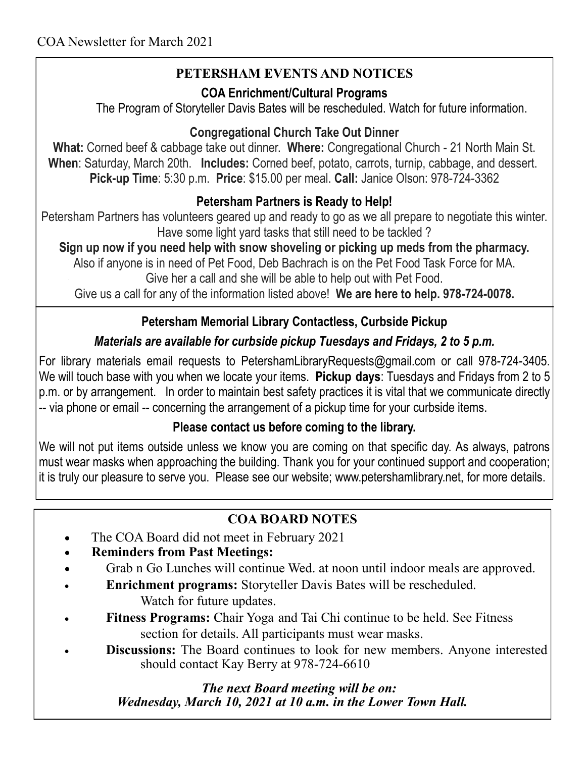COA Newsletter for March 2021

## PETERSHAM EVENTS AND NOTICES

### COA Enrichment/Cultural Programs

The Program of Storyteller Davis Bates will be rescheduled. Watch for future information.

### Congregational Church Take Out Dinner

**What:** Corned beef & cabbage take out dinner. **Where:** Congregational Church - 21 North Main St. **When**: Saturday, March 20th. **Includes:** Corned beef, potato, carrots, turnip, cabbage, and dessert. **Pick-up Time**: 5:30 p.m. **Price**: $15.00 per meal. **Call:** Janice Olson: 978-724-3362

### Petersham Partners is Ready to Help!

Petersham Partners has volunteers geared up and ready to go as we all prepare to negotiate this winter. Have some light yard tasks that still need to be tackled ?

**Sign up now if you need help with snow shoveling or picking up meds from the pharmacy.**

Also if anyone is in need of Pet Food, Deb Bachrach is on the Pet Food Task Force for MA. Give her a call and she will be able to help out with Pet Food.

Give us a call for any of the information listed above! **We are here to help. 978-724-0078.**

### Petersham Memorial Library Contactless, Curbside Pickup

***Materials are available for curbside pickup Tuesdays and Fridays, 2 to 5 p.m.***

For library materials email requests to PetershamLibraryRequests@gmail.com or call 978-724-3405. We will touch base with you when we locate your items. **Pickup days**: Tuesdays and Fridays from 2 to 5 p.m. or by arrangement. In order to maintain best safety practices it is vital that we communicate directly -- via phone or email -- concerning the arrangement of a pickup time for your curbside items.

**Please contact us before coming to the library.**

We will not put items outside unless we know you are coming on that specific day. As always, patrons must wear masks when approaching the building. Thank you for your continued support and cooperation; it is truly our pleasure to serve you. Please see our website; www.petershamlibrary.net, for more details.

## COA BOARD NOTES

- The COA Board did not meet in February 2021
- **Reminders from Past Meetings:**
- Grab n Go Lunches will continue Wed. at noon until indoor meals are approved.
- **Enrichment programs:** Storyteller Davis Bates will be rescheduled. Watch for future updates.
- **Fitness Programs:** Chair Yoga and Tai Chi continue to be held. See Fitness section for details. All participants must wear masks.
- **Discussions:** The Board continues to look for new members. Anyone interested should contact Kay Berry at 978-724-6610

***The next Board meeting will be on:***
***Wednesday, March 10, 2021 at 10 a.m. in the Lower Town Hall.***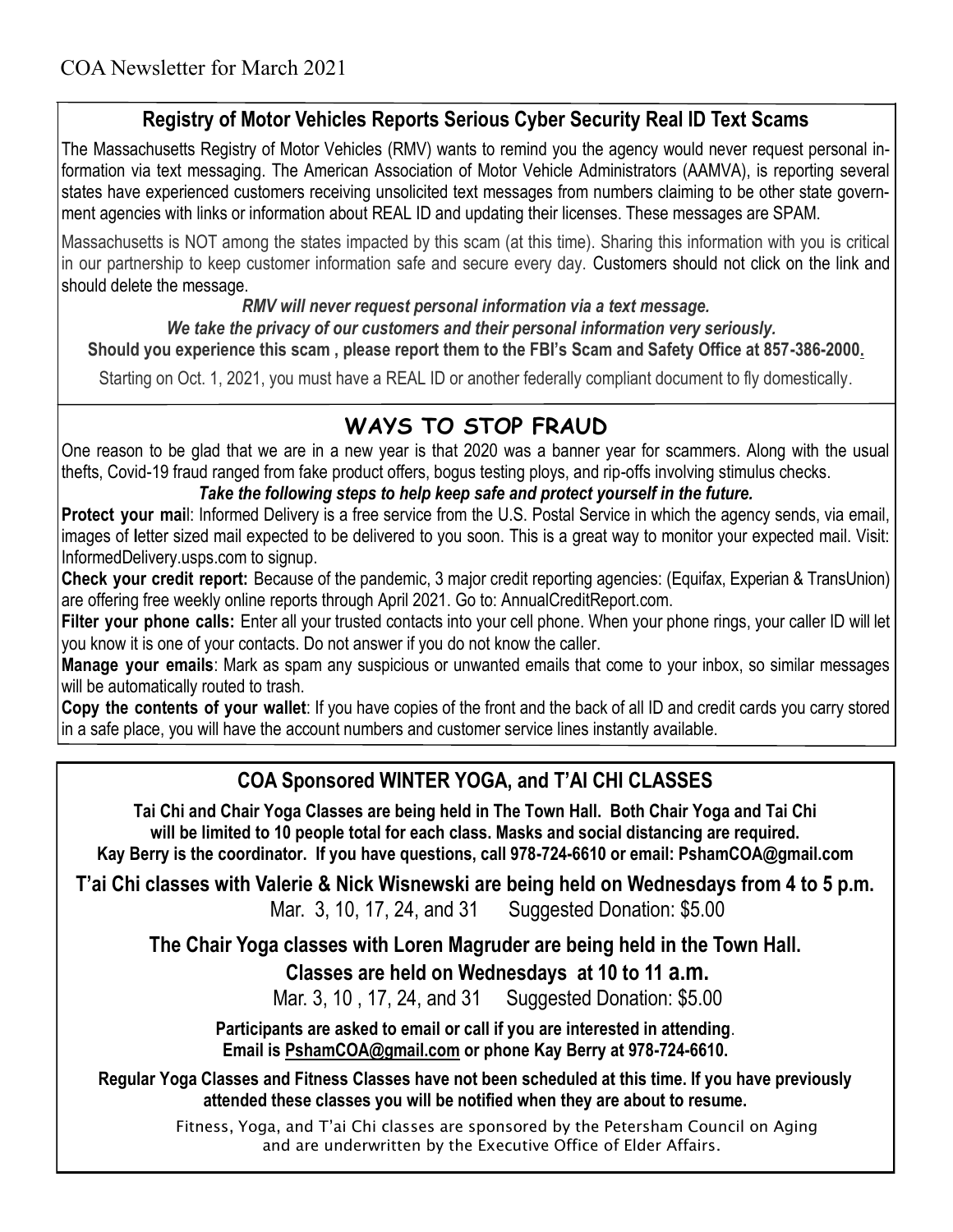## Registry of Motor Vehicles Reports Serious Cyber Security Real ID Text Scams

The Massachusetts Registry of Motor Vehicles (RMV) wants to remind you the agency would never request personal information via text messaging. The American Association of Motor Vehicle Administrators (AAMVA), is reporting several states have experienced customers receiving unsolicited text messages from numbers claiming to be other state government agencies with links or information about REAL ID and updating their licenses. These messages are SPAM.

Massachusetts is NOT among the states impacted by this scam (at this time). Sharing this information with you is critical in our partnership to keep customer information safe and secure every day. Customers should not click on the link and should delete the message.

***RMV will never request personal information via a text message.***

***We take the privacy of our customers and their personal information very seriously.***

**Should you experience this scam , please report them to the FBI's Scam and Safety Office at 857-386-2000.**

Starting on Oct. 1, 2021, you must have a REAL ID or another federally compliant document to fly domestically.

## WAYS TO STOP FRAUD

One reason to be glad that we are in a new year is that 2020 was a banner year for scammers. Along with the usual thefts, Covid-19 fraud ranged from fake product offers, bogus testing ploys, and rip-offs involving stimulus checks.

***Take the following steps to help keep safe and protect yourself in the future.***

**Protect your mail**: Informed Delivery is a free service from the U.S. Postal Service in which the agency sends, via email, images of letter sized mail expected to be delivered to you soon. This is a great way to monitor your expected mail. Visit: InformedDelivery.usps.com to signup.

**Check your credit report:** Because of the pandemic, 3 major credit reporting agencies: (Equifax, Experian & TransUnion) are offering free weekly online reports through April 2021. Go to: AnnualCreditReport.com.

**Filter your phone calls:** Enter all your trusted contacts into your cell phone. When your phone rings, your caller ID will let you know it is one of your contacts. Do not answer if you do not know the caller.

**Manage your emails**: Mark as spam any suspicious or unwanted emails that come to your inbox, so similar messages will be automatically routed to trash.

**Copy the contents of your wallet**: If you have copies of the front and the back of all ID and credit cards you carry stored in a safe place, you will have the account numbers and customer service lines instantly available.

## COA Sponsored WINTER YOGA, and T'AI CHI CLASSES

**Tai Chi and Chair Yoga Classes are being held in The Town Hall. Both Chair Yoga and Tai Chi will be limited to 10 people total for each class. Masks and social distancing are required. Kay Berry is the coordinator. If you have questions, call 978-724-6610 or email: PshamCOA@gmail.com**

**T'ai Chi classes with Valerie & Nick Wisnewski are being held on Wednesdays from 4 to 5 p.m.**

Mar. 3, 10, 17, 24, and 31 Suggested Donation: $5.00

**The Chair Yoga classes with Loren Magruder are being held in the Town Hall.**

**Classes are held on Wednesdays at 10 to 11 a.m.**

Mar. 3, 10 , 17, 24, and 31 Suggested Donation: $5.00

**Participants are asked to email or call if you are interested in attending. Email is PshamCOA@gmail.com or phone Kay Berry at 978-724-6610.**

**Regular Yoga Classes and Fitness Classes have not been scheduled at this time. If you have previously attended these classes you will be notified when they are about to resume.**

Fitness, Yoga, and T'ai Chi classes are sponsored by the Petersham Council on Aging and are underwritten by the Executive Office of Elder Affairs.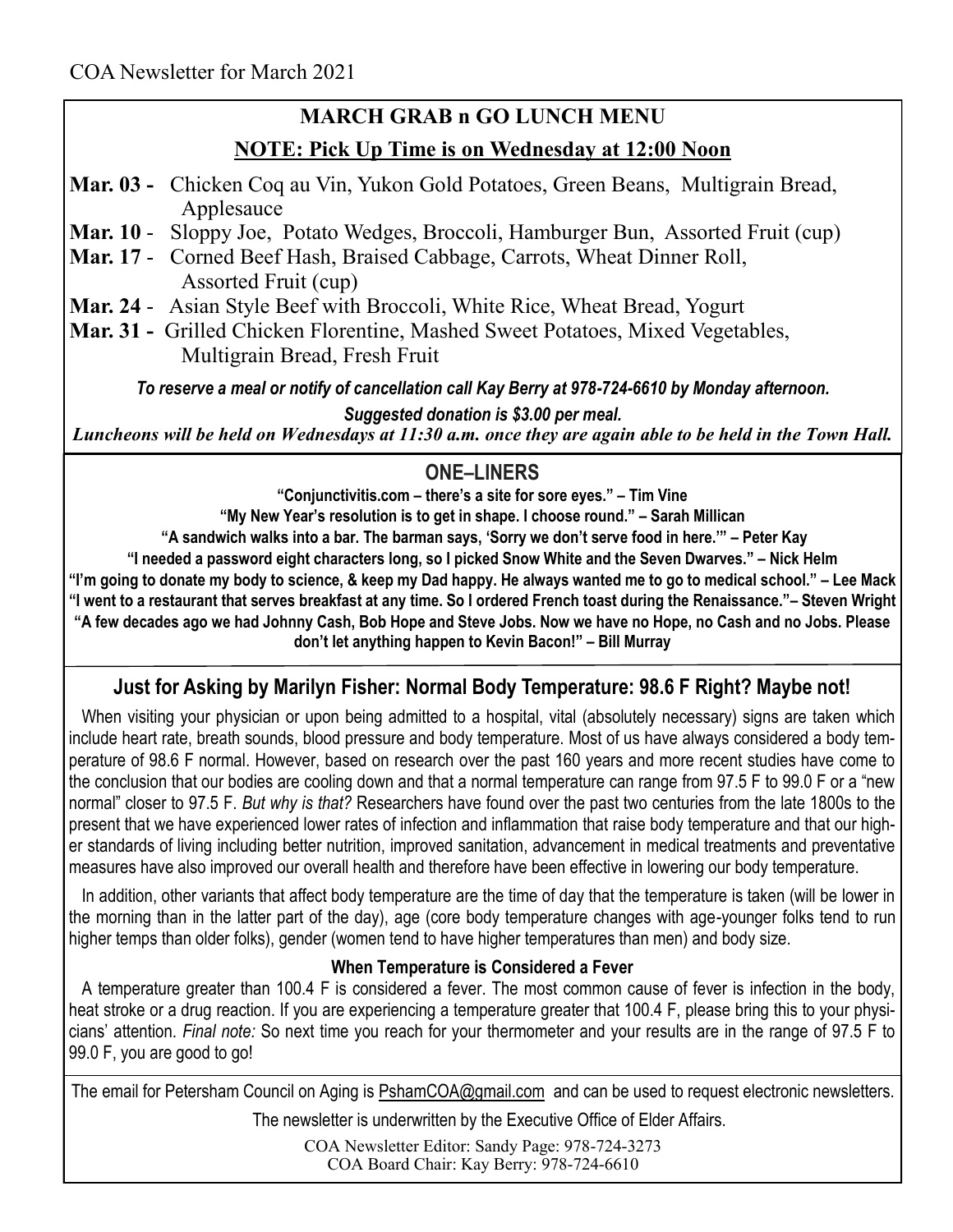COA Newsletter for March 2021

## MARCH GRAB n GO LUNCH MENU

**NOTE: Pick Up Time is on Wednesday at 12:00 Noon**

**Mar. 03 -** Chicken Coq au Vin, Yukon Gold Potatoes, Green Beans, Multigrain Bread, Applesauce

**Mar. 10** - Sloppy Joe, Potato Wedges, Broccoli, Hamburger Bun, Assorted Fruit (cup)

**Mar. 17** - Corned Beef Hash, Braised Cabbage, Carrots, Wheat Dinner Roll, Assorted Fruit (cup)

**Mar. 24** - Asian Style Beef with Broccoli, White Rice, Wheat Bread, Yogurt

**Mar. 31 -** Grilled Chicken Florentine, Mashed Sweet Potatoes, Mixed Vegetables, Multigrain Bread, Fresh Fruit

***To reserve a meal or notify of cancellation call Kay Berry at 978-724-6610 by Monday afternoon.***

***Suggested donation is $3.00 per meal.***

***Luncheons will be held on Wednesdays at 11:30 a.m. once they are again able to be held in the Town Hall.***

## ONE–LINERS

**"Conjunctivitis.com – there's a site for sore eyes." – Tim Vine**

**"My New Year's resolution is to get in shape. I choose round." – Sarah Millican**

**"A sandwich walks into a bar. The barman says, 'Sorry we don't serve food in here.'" – Peter Kay**

**"I needed a password eight characters long, so I picked Snow White and the Seven Dwarves." – Nick Helm**

**"I'm going to donate my body to science, & keep my Dad happy. He always wanted me to go to medical school." – Lee Mack**

**"I went to a restaurant that serves breakfast at any time. So I ordered French toast during the Renaissance."– Steven Wright**

**"A few decades ago we had Johnny Cash, Bob Hope and Steve Jobs. Now we have no Hope, no Cash and no Jobs. Please don't let anything happen to Kevin Bacon!" – Bill Murray**

## Just for Asking by Marilyn Fisher: Normal Body Temperature: 98.6 F Right? Maybe not!

When visiting your physician or upon being admitted to a hospital, vital (absolutely necessary) signs are taken which include heart rate, breath sounds, blood pressure and body temperature. Most of us have always considered a body temperature of 98.6 F normal. However, based on research over the past 160 years and more recent studies have come to the conclusion that our bodies are cooling down and that a normal temperature can range from 97.5 F to 99.0 F or a "new normal" closer to 97.5 F. *But why is that?* Researchers have found over the past two centuries from the late 1800s to the present that we have experienced lower rates of infection and inflammation that raise body temperature and that our higher standards of living including better nutrition, improved sanitation, advancement in medical treatments and preventative measures have also improved our overall health and therefore have been effective in lowering our body temperature.

In addition, other variants that affect body temperature are the time of day that the temperature is taken (will be lower in the morning than in the latter part of the day), age (core body temperature changes with age-younger folks tend to run higher temps than older folks), gender (women tend to have higher temperatures than men) and body size.

### When Temperature is Considered a Fever

A temperature greater than 100.4 F is considered a fever. The most common cause of fever is infection in the body, heat stroke or a drug reaction. If you are experiencing a temperature greater that 100.4 F, please bring this to your physicians' attention. *Final note:* So next time you reach for your thermometer and your results are in the range of 97.5 F to 99.0 F, you are good to go!

The email for Petersham Council on Aging is PshamCOA@gmail.com and can be used to request electronic newsletters.

The newsletter is underwritten by the Executive Office of Elder Affairs.

COA Newsletter Editor: Sandy Page: 978-724-3273
COA Board Chair: Kay Berry: 978-724-6610